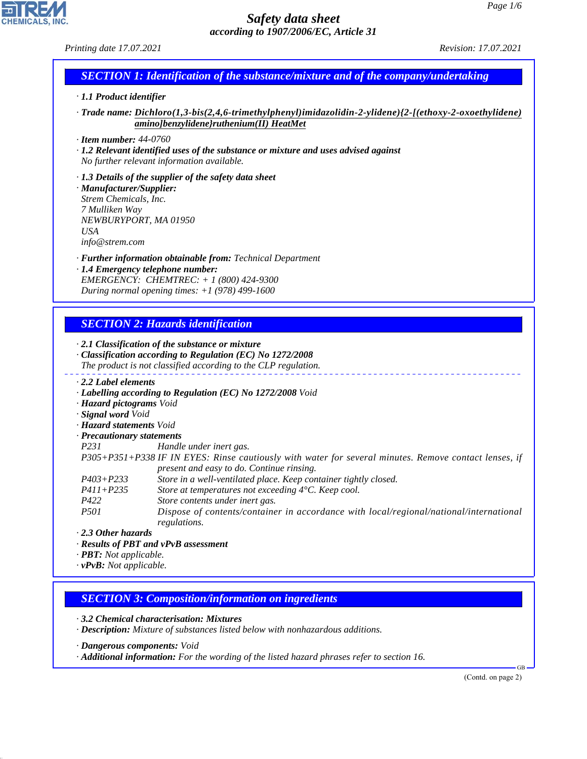# Safety data sheet

*according to 1907/2006/EC, Article 31*

*Printing date 17.07.2021* *Revision: 17.07.2021*

## SECTION 1: Identification of the substance/mixture and of the company/undertaking

· **1.1 Product identifier**

· **Trade name:** **Dichloro(1,3-bis(2,4,6-trimethylphenyl)imidazolidin-2-ylidene){2-[(ethoxy-2-oxoethylidene)amino]benzylidene}ruthenium(II) HeatMet**

· **Item number:** 44-0760

· **1.2 Relevant identified uses of the substance or mixture and uses advised against**
No further relevant information available.

· **1.3 Details of the supplier of the safety data sheet**

· **Manufacturer/Supplier:**
Strem Chemicals, Inc.
7 Mulliken Way
NEWBURYPORT, MA 01950
USA
info@strem.com

· **Further information obtainable from:** Technical Department

· **1.4 Emergency telephone number:**
EMERGENCY: CHEMTREC: + 1 (800) 424-9300
During normal opening times: +1 (978) 499-1600

## SECTION 2: Hazards identification

· **2.1 Classification of the substance or mixture**

· **Classification according to Regulation (EC) No 1272/2008**
The product is not classified according to the CLP regulation.

· **2.2 Label elements**

· **Labelling according to Regulation (EC) No 1272/2008** Void

· **Hazard pictograms** Void

· **Signal word** Void

· **Hazard statements** Void

· **Precautionary statements**

| | |
|---|---|
| P231 | Handle under inert gas. |
| P305+P351+P338 | IF IN EYES: Rinse cautiously with water for several minutes. Remove contact lenses, if present and easy to do. Continue rinsing. |
| P403+P233 | Store in a well-ventilated place. Keep container tightly closed. |
| P411+P235 | Store at temperatures not exceeding 4°C. Keep cool. |
| P422 | Store contents under inert gas. |
| P501 | Dispose of contents/container in accordance with local/regional/national/international regulations. |

· **2.3 Other hazards**

· **Results of PBT and vPvB assessment**

· **PBT:** Not applicable.

· **vPvB:** Not applicable.

## SECTION 3: Composition/information on ingredients

· **3.2 Chemical characterisation: Mixtures**

· **Description:** Mixture of substances listed below with nonhazardous additions.

· **Dangerous components:** Void

· **Additional information:** For the wording of the listed hazard phrases refer to section 16.

(Contd. on page 2)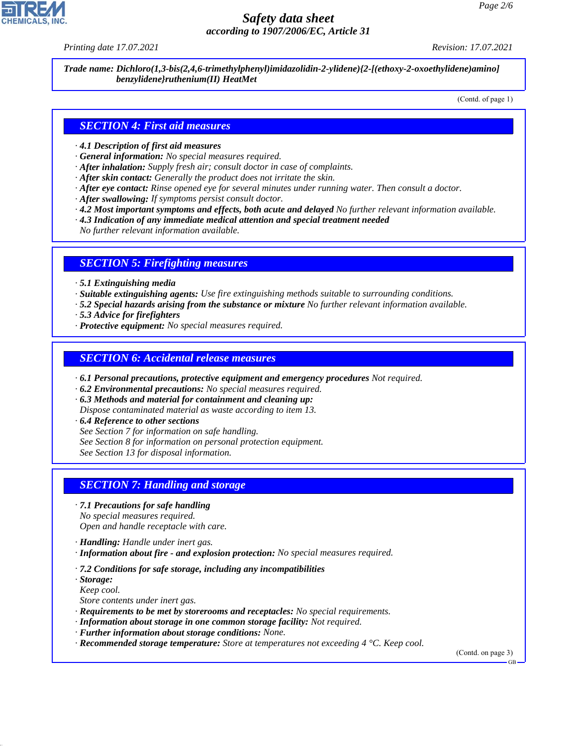**Trade name: Dichloro(1,3-bis(2,4,6-trimethylphenyl)imidazolidin-2-ylidene){2-[(ethoxy-2-oxoethylidene)amino] benzylidene}ruthenium(II) HeatMet**

(Contd. of page 1)

## SECTION 4: First aid measures

- **4.1 Description of first aid measures**
- **General information:** No special measures required.
- **After inhalation:** Supply fresh air; consult doctor in case of complaints.
- **After skin contact:** Generally the product does not irritate the skin.
- **After eye contact:** Rinse opened eye for several minutes under running water. Then consult a doctor.
- **After swallowing:** If symptoms persist consult doctor.
- **4.2 Most important symptoms and effects, both acute and delayed** No further relevant information available.
- **4.3 Indication of any immediate medical attention and special treatment needed**
  No further relevant information available.

## SECTION 5: Firefighting measures

- **5.1 Extinguishing media**
- **Suitable extinguishing agents:** Use fire extinguishing methods suitable to surrounding conditions.
- **5.2 Special hazards arising from the substance or mixture** No further relevant information available.
- **5.3 Advice for firefighters**
- **Protective equipment:** No special measures required.

## SECTION 6: Accidental release measures

- **6.1 Personal precautions, protective equipment and emergency procedures** Not required.
- **6.2 Environmental precautions:** No special measures required.
- **6.3 Methods and material for containment and cleaning up:**
  Dispose contaminated material as waste according to item 13.
- **6.4 Reference to other sections**
  See Section 7 for information on safe handling.
  See Section 8 for information on personal protection equipment.
  See Section 13 for disposal information.

## SECTION 7: Handling and storage

- **7.1 Precautions for safe handling**
  No special measures required.
  Open and handle receptacle with care.
- **Handling:** Handle under inert gas.
- **Information about fire - and explosion protection:** No special measures required.
- **7.2 Conditions for safe storage, including any incompatibilities**
- **Storage:**
  Keep cool.
  Store contents under inert gas.
- **Requirements to be met by storerooms and receptacles:** No special requirements.
- **Information about storage in one common storage facility:** Not required.
- **Further information about storage conditions:** None.
- **Recommended storage temperature:** Store at temperatures not exceeding 4 °C. Keep cool.

(Contd. on page 3)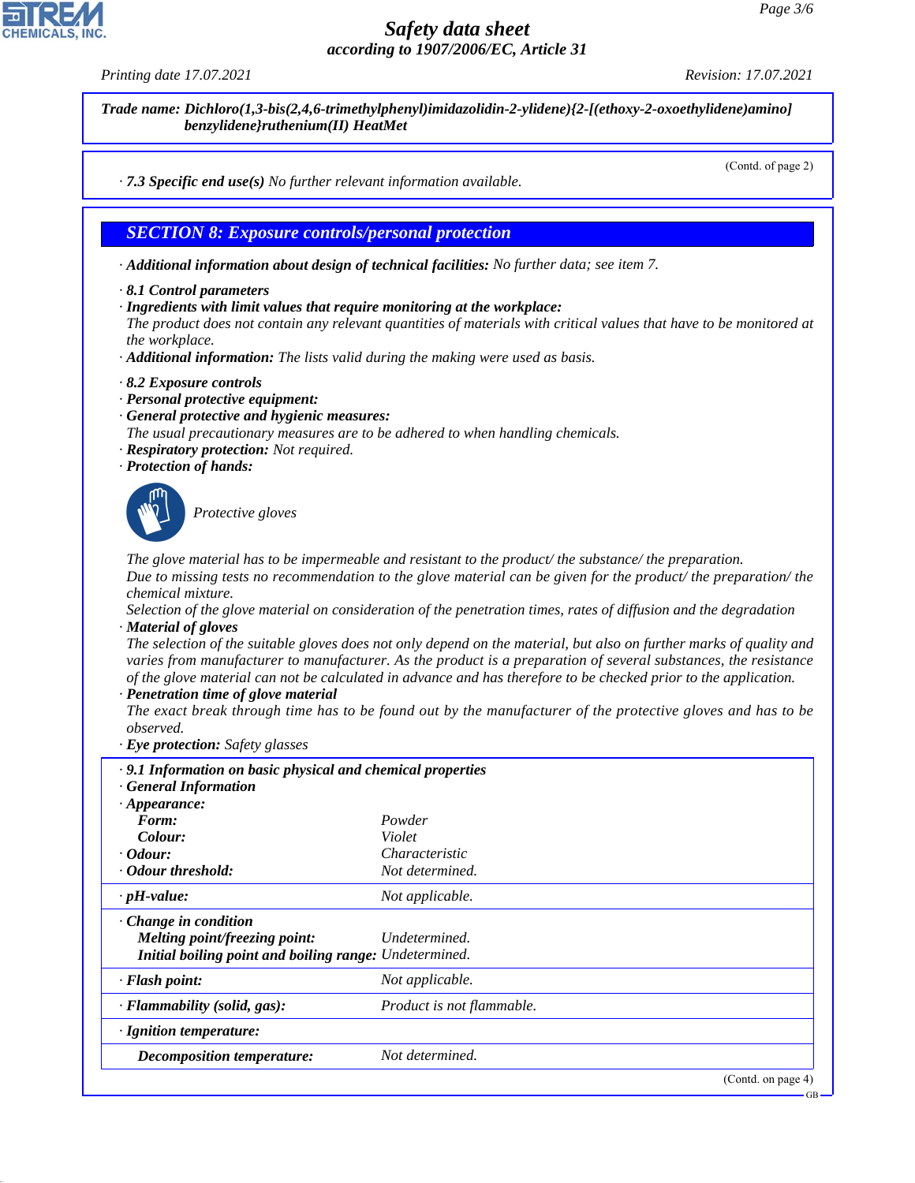Trade name: Dichloro(1,3-bis(2,4,6-trimethylphenyl)imidazolidin-2-ylidene){2-[(ethoxy-2-oxoethylidene)amino]benzylidene}ruthenium(II) HeatMet

(Contd. of page 2)

· **7.3 Specific end use(s)** No further relevant information available.

## SECTION 8: Exposure controls/personal protection

· **Additional information about design of technical facilities:** No further data; see item 7.

· **8.1 Control parameters**
· **Ingredients with limit values that require monitoring at the workplace:**
The product does not contain any relevant quantities of materials with critical values that have to be monitored at the workplace.
· **Additional information:** The lists valid during the making were used as basis.

· **8.2 Exposure controls**
· **Personal protective equipment:**
· **General protective and hygienic measures:**
The usual precautionary measures are to be adhered to when handling chemicals.
· **Respiratory protection:** Not required.
· **Protection of hands:**

Protective gloves

The glove material has to be impermeable and resistant to the product/ the substance/ the preparation.
Due to missing tests no recommendation to the glove material can be given for the product/ the preparation/ the chemical mixture.
Selection of the glove material on consideration of the penetration times, rates of diffusion and the degradation
· **Material of gloves**
The selection of the suitable gloves does not only depend on the material, but also on further marks of quality and varies from manufacturer to manufacturer. As the product is a preparation of several substances, the resistance of the glove material can not be calculated in advance and has therefore to be checked prior to the application.
· **Penetration time of glove material**
The exact break through time has to be found out by the manufacturer of the protective gloves and has to be observed.
· **Eye protection:** Safety glasses

| · **9.1 Information on basic physical and chemical properties** | |
|---|---|
| · **General Information** | |
| · **Appearance:** | |
| **Form:** | Powder |
| **Colour:** | Violet |
| · **Odour:** | Characteristic |
| · **Odour threshold:** | Not determined. |
| · **pH-value:** | Not applicable. |
| · **Change in condition** | |
| **Melting point/freezing point:** | Undetermined. |
| **Initial boiling point and boiling range:** | Undetermined. |
| · **Flash point:** | Not applicable. |
| · **Flammability (solid, gas):** | Product is not flammable. |
| · **Ignition temperature:** | |
| **Decomposition temperature:** | Not determined. |

(Contd. on page 4)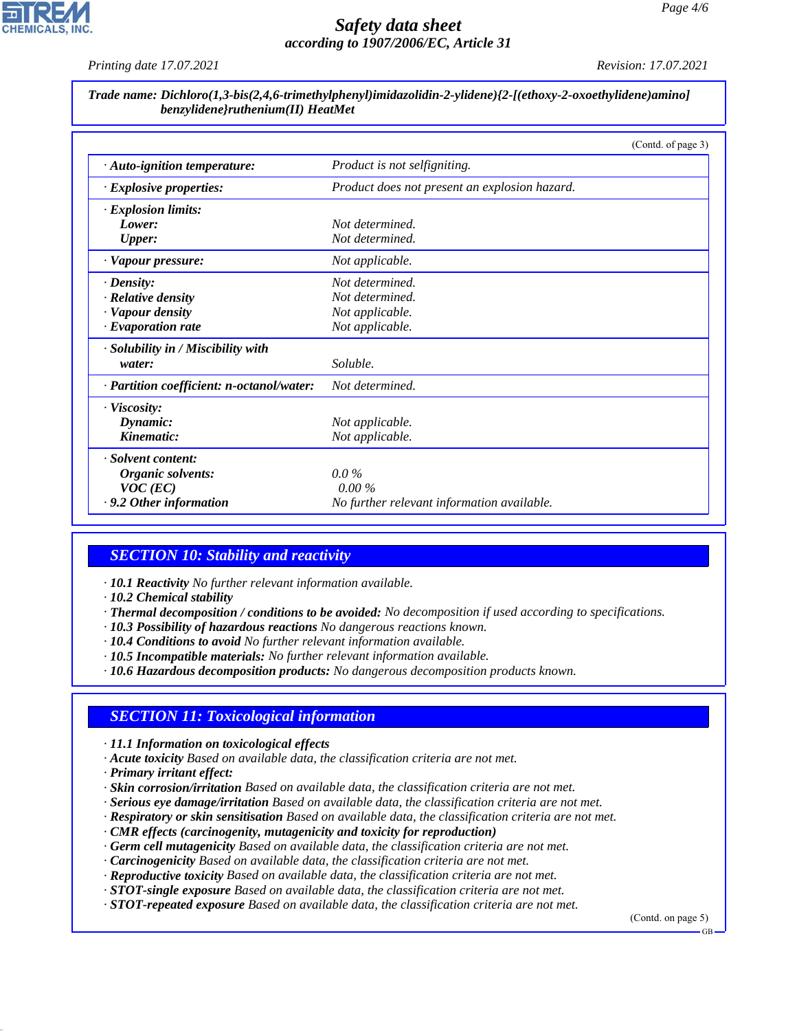**Trade name: Dichloro(1,3-bis(2,4,6-trimethylphenyl)imidazolidin-2-ylidene){2-[(ethoxy-2-oxoethylidene)amino] benzylidene}ruthenium(II) HeatMet**

(Contd. of page 3)

| | |
|---|---|
| · **Auto-ignition temperature:** | Product is not selfigniting. |
| · **Explosive properties:** | Product does not present an explosion hazard. |
| · **Explosion limits:** | |
| **Lower:** | Not determined. |
| **Upper:** | Not determined. |
| · **Vapour pressure:** | Not applicable. |
| · **Density:** | Not determined. |
| · **Relative density** | Not determined. |
| · **Vapour density** | Not applicable. |
| · **Evaporation rate** | Not applicable. |
| · **Solubility in / Miscibility with water:** | Soluble. |
| · **Partition coefficient: n-octanol/water:** | Not determined. |
| · **Viscosity:** | |
| **Dynamic:** | Not applicable. |
| **Kinematic:** | Not applicable. |
| · **Solvent content:** | |
| **Organic solvents:** | 0.0 % |
| **VOC (EC)** | 0.00 % |
| · **9.2 Other information** | No further relevant information available. |

## SECTION 10: Stability and reactivity

· **10.1 Reactivity** No further relevant information available.
· **10.2 Chemical stability**
· **Thermal decomposition / conditions to be avoided:** No decomposition if used according to specifications.
· **10.3 Possibility of hazardous reactions** No dangerous reactions known.
· **10.4 Conditions to avoid** No further relevant information available.
· **10.5 Incompatible materials:** No further relevant information available.
· **10.6 Hazardous decomposition products:** No dangerous decomposition products known.

## SECTION 11: Toxicological information

· **11.1 Information on toxicological effects**
· **Acute toxicity** Based on available data, the classification criteria are not met.
· **Primary irritant effect:**
· **Skin corrosion/irritation** Based on available data, the classification criteria are not met.
· **Serious eye damage/irritation** Based on available data, the classification criteria are not met.
· **Respiratory or skin sensitisation** Based on available data, the classification criteria are not met.
· **CMR effects (carcinogenity, mutagenicity and toxicity for reproduction)**
· **Germ cell mutagenicity** Based on available data, the classification criteria are not met.
· **Carcinogenicity** Based on available data, the classification criteria are not met.
· **Reproductive toxicity** Based on available data, the classification criteria are not met.
· **STOT-single exposure** Based on available data, the classification criteria are not met.
· **STOT-repeated exposure** Based on available data, the classification criteria are not met.

(Contd. on page 5)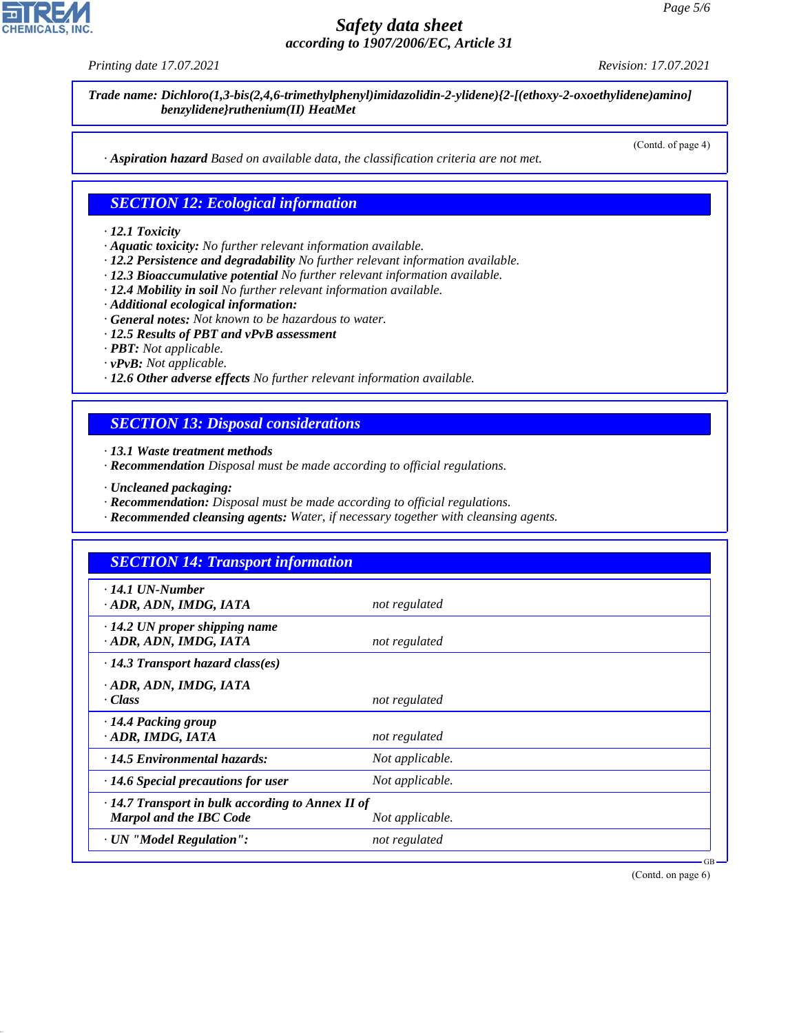**Trade name: Dichloro(1,3-bis(2,4,6-trimethylphenyl)imidazolidin-2-ylidene){2-[(ethoxy-2-oxoethylidene)amino]benzylidene}ruthenium(II) HeatMet**

(Contd. of page 4)

· **Aspiration hazard** Based on available data, the classification criteria are not met.

## SECTION 12: Ecological information

· **12.1 Toxicity**
· **Aquatic toxicity:** No further relevant information available.
· **12.2 Persistence and degradability** No further relevant information available.
· **12.3 Bioaccumulative potential** No further relevant information available.
· **12.4 Mobility in soil** No further relevant information available.
· **Additional ecological information:**
· **General notes:** Not known to be hazardous to water.
· **12.5 Results of PBT and vPvB assessment**
· **PBT:** Not applicable.
· **vPvB:** Not applicable.
· **12.6 Other adverse effects** No further relevant information available.

## SECTION 13: Disposal considerations

· **13.1 Waste treatment methods**
· **Recommendation** Disposal must be made according to official regulations.

· **Uncleaned packaging:**
· **Recommendation:** Disposal must be made according to official regulations.
· **Recommended cleansing agents:** Water, if necessary together with cleansing agents.

## SECTION 14: Transport information

| | |
|---|---|
| · **14.1 UN-Number** | |
| · **ADR, ADN, IMDG, IATA** | not regulated |
| · **14.2 UN proper shipping name** | |
| · **ADR, ADN, IMDG, IATA** | not regulated |
| · **14.3 Transport hazard class(es)** | |
| · **ADR, ADN, IMDG, IATA** | |
| · **Class** | not regulated |
| · **14.4 Packing group** | |
| · **ADR, IMDG, IATA** | not regulated |
| · **14.5 Environmental hazards:** | Not applicable. |
| · **14.6 Special precautions for user** | Not applicable. |
| · **14.7 Transport in bulk according to Annex II of Marpol and the IBC Code** | Not applicable. |
| · **UN "Model Regulation":** | not regulated |

(Contd. on page 6)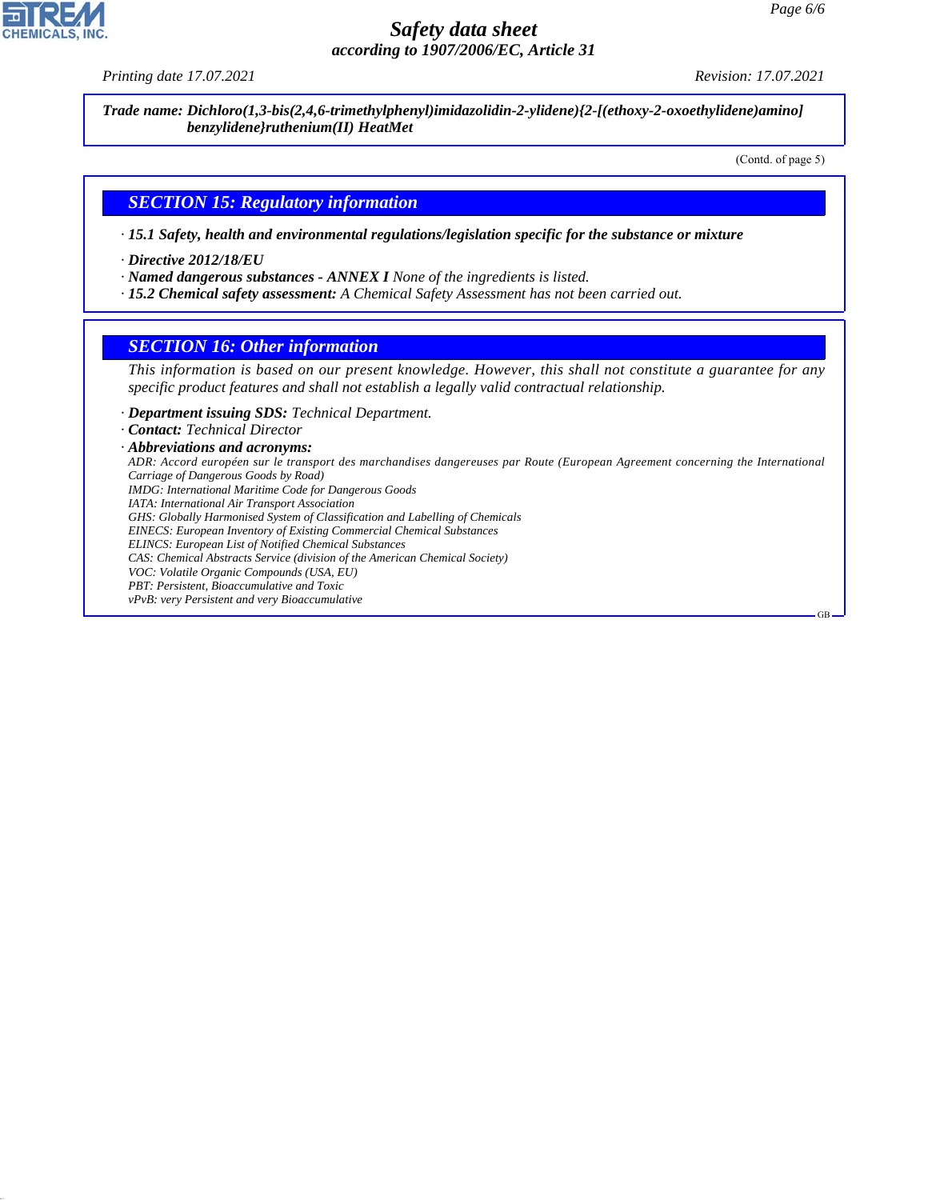**Trade name: Dichloro(1,3-bis(2,4,6-trimethylphenyl)imidazolidin-2-ylidene){2-[(ethoxy-2-oxoethylidene)amino] benzylidene}ruthenium(II) HeatMet**

(Contd. of page 5)

## SECTION 15: Regulatory information

· **15.1 Safety, health and environmental regulations/legislation specific for the substance or mixture**

· **Directive 2012/18/EU**

· **Named dangerous substances - ANNEX I** None of the ingredients is listed.

· **15.2 Chemical safety assessment:** A Chemical Safety Assessment has not been carried out.

## SECTION 16: Other information

This information is based on our present knowledge. However, this shall not constitute a guarantee for any specific product features and shall not establish a legally valid contractual relationship.

· **Department issuing SDS:** Technical Department.

· **Contact:** Technical Director

· **Abbreviations and acronyms:**

ADR: Accord européen sur le transport des marchandises dangereuses par Route (European Agreement concerning the International Carriage of Dangerous Goods by Road)
IMDG: International Maritime Code for Dangerous Goods
IATA: International Air Transport Association
GHS: Globally Harmonised System of Classification and Labelling of Chemicals
EINECS: European Inventory of Existing Commercial Chemical Substances
ELINCS: European List of Notified Chemical Substances
CAS: Chemical Abstracts Service (division of the American Chemical Society)
VOC: Volatile Organic Compounds (USA, EU)
PBT: Persistent, Bioaccumulative and Toxic
vPvB: very Persistent and very Bioaccumulative

GB